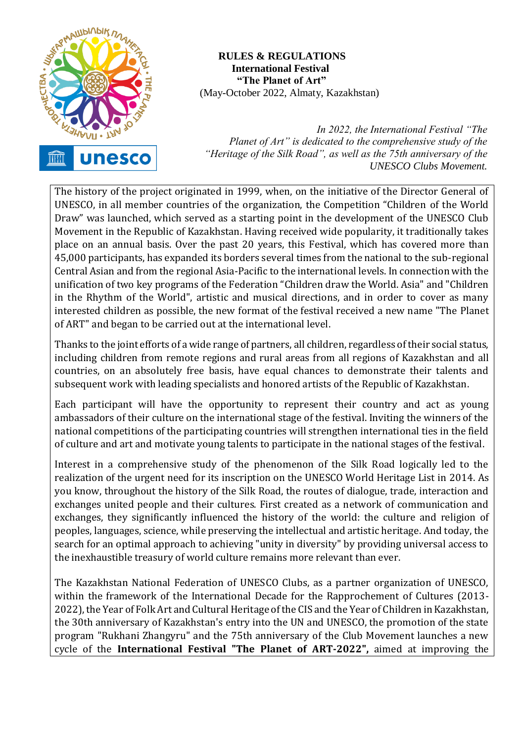**RULES & REGULATIONS**
**International Festival**
**"The Planet of Art"**
(May-October 2022, Almaty, Kazakhstan)

*In 2022, the International Festival "The Planet of Art" is dedicated to the comprehensive study of the "Heritage of the Silk Road", as well as the 75th anniversary of the UNESCO Clubs Movement.*

The history of the project originated in 1999, when, on the initiative of the Director General of UNESCO, in all member countries of the organization, the Competition "Children of the World Draw" was launched, which served as a starting point in the development of the UNESCO Club Movement in the Republic of Kazakhstan. Having received wide popularity, it traditionally takes place on an annual basis. Over the past 20 years, this Festival, which has covered more than 45,000 participants, has expanded its borders several times from the national to the sub-regional Central Asian and from the regional Asia-Pacific to the international levels. In connection with the unification of two key programs of the Federation "Children draw the World. Asia" and "Children in the Rhythm of the World", artistic and musical directions, and in order to cover as many interested children as possible, the new format of the festival received a new name "The Planet of ART" and began to be carried out at the international level.

Thanks to the joint efforts of a wide range of partners, all children, regardless of their social status, including children from remote regions and rural areas from all regions of Kazakhstan and all countries, on an absolutely free basis, have equal chances to demonstrate their talents and subsequent work with leading specialists and honored artists of the Republic of Kazakhstan.

Each participant will have the opportunity to represent their country and act as young ambassadors of their culture on the international stage of the festival. Inviting the winners of the national competitions of the participating countries will strengthen international ties in the field of culture and art and motivate young talents to participate in the national stages of the festival.

Interest in a comprehensive study of the phenomenon of the Silk Road logically led to the realization of the urgent need for its inscription on the UNESCO World Heritage List in 2014. As you know, throughout the history of the Silk Road, the routes of dialogue, trade, interaction and exchanges united people and their cultures. First created as a network of communication and exchanges, they significantly influenced the history of the world: the culture and religion of peoples, languages, science, while preserving the intellectual and artistic heritage. And today, the search for an optimal approach to achieving "unity in diversity" by providing universal access to the inexhaustible treasury of world culture remains more relevant than ever.

The Kazakhstan National Federation of UNESCO Clubs, as a partner organization of UNESCO, within the framework of the International Decade for the Rapprochement of Cultures (2013-2022), the Year of Folk Art and Cultural Heritage of the CIS and the Year of Children in Kazakhstan, the 30th anniversary of Kazakhstan's entry into the UN and UNESCO, the promotion of the state program "Rukhani Zhangyru" and the 75th anniversary of the Club Movement launches a new cycle of the **International Festival "The Planet of ART-2022",** aimed at improving the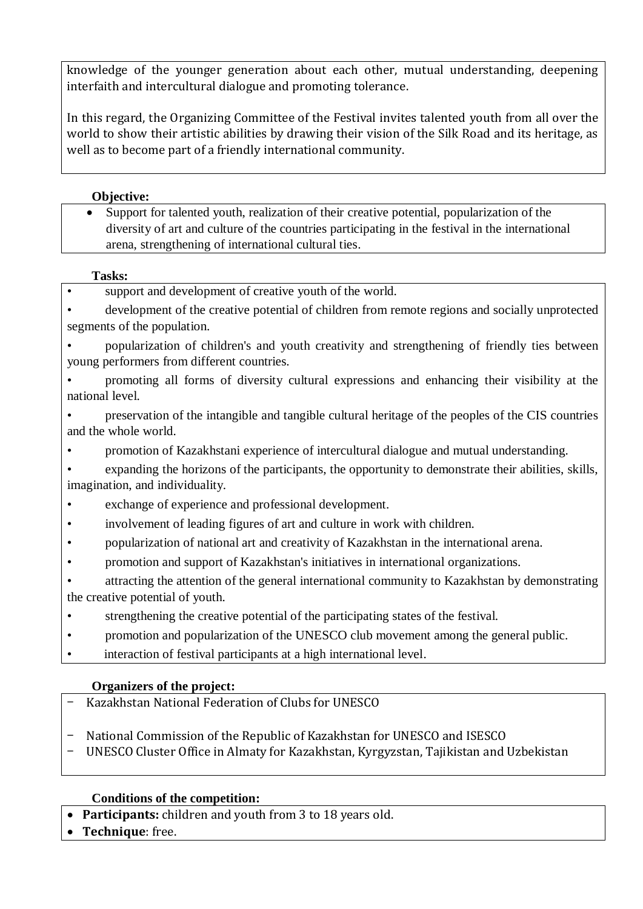knowledge of the younger generation about each other, mutual understanding, deepening interfaith and intercultural dialogue and promoting tolerance.

In this regard, the Organizing Committee of the Festival invites talented youth from all over the world to show their artistic abilities by drawing their vision of the Silk Road and its heritage, as well as to become part of a friendly international community.

**Objective:**

- Support for talented youth, realization of their creative potential, popularization of the diversity of art and culture of the countries participating in the festival in the international arena, strengthening of international cultural ties.

**Tasks:**

- support and development of creative youth of the world.
- development of the creative potential of children from remote regions and socially unprotected segments of the population.
- popularization of children's and youth creativity and strengthening of friendly ties between young performers from different countries.
- promoting all forms of diversity cultural expressions and enhancing their visibility at the national level.
- preservation of the intangible and tangible cultural heritage of the peoples of the CIS countries and the whole world.
- promotion of Kazakhstani experience of intercultural dialogue and mutual understanding.
- expanding the horizons of the participants, the opportunity to demonstrate their abilities, skills, imagination, and individuality.
- exchange of experience and professional development.
- involvement of leading figures of art and culture in work with children.
- popularization of national art and creativity of Kazakhstan in the international arena.
- promotion and support of Kazakhstan's initiatives in international organizations.
- attracting the attention of the general international community to Kazakhstan by demonstrating the creative potential of youth.
- strengthening the creative potential of the participating states of the festival.
- promotion and popularization of the UNESCO club movement among the general public.
- interaction of festival participants at a high international level.

**Organizers of the project:**

- Kazakhstan National Federation of Clubs for UNESCO
- National Commission of the Republic of Kazakhstan for UNESCO and ISESCO
- UNESCO Cluster Office in Almaty for Kazakhstan, Kyrgyzstan, Tajikistan and Uzbekistan

**Conditions of the competition:**

- **Participants:** children and youth from 3 to 18 years old.
- **Technique**: free.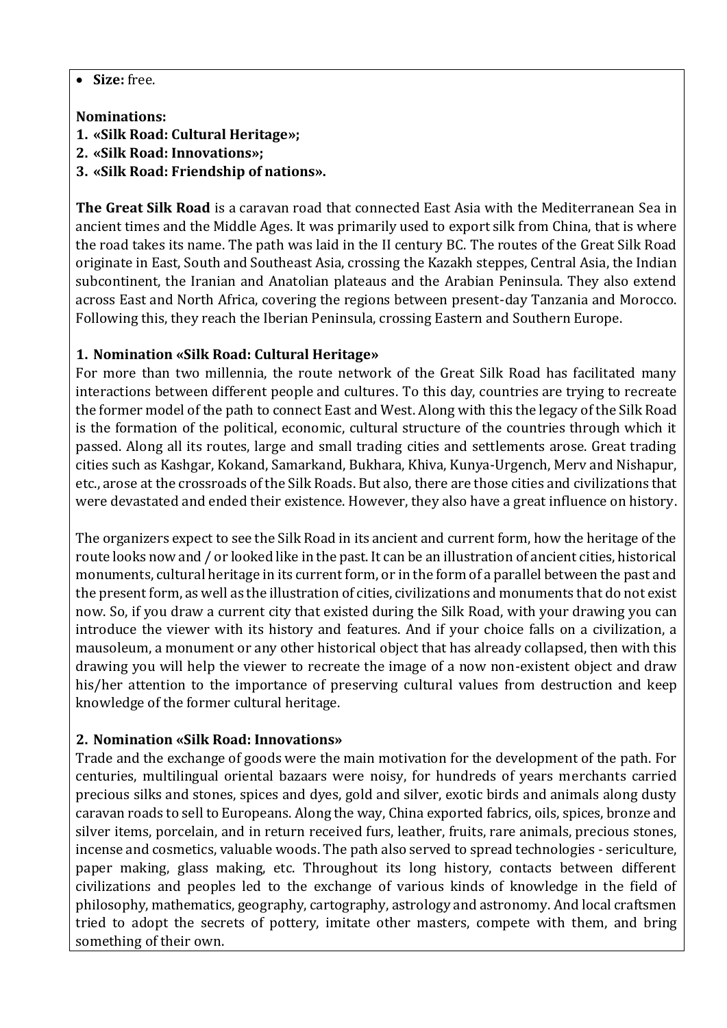- **Size:** free.

**Nominations:**

1. **«Silk Road: Cultural Heritage»;**
2. **«Silk Road: Innovations»;**
3. **«Silk Road: Friendship of nations».**

**The Great Silk Road** is a caravan road that connected East Asia with the Mediterranean Sea in ancient times and the Middle Ages. It was primarily used to export silk from China, that is where the road takes its name. The path was laid in the II century BC. The routes of the Great Silk Road originate in East, South and Southeast Asia, crossing the Kazakh steppes, Central Asia, the Indian subcontinent, the Iranian and Anatolian plateaus and the Arabian Peninsula. They also extend across East and North Africa, covering the regions between present-day Tanzania and Morocco. Following this, they reach the Iberian Peninsula, crossing Eastern and Southern Europe.

### 1. Nomination «Silk Road: Cultural Heritage»

For more than two millennia, the route network of the Great Silk Road has facilitated many interactions between different people and cultures. To this day, countries are trying to recreate the former model of the path to connect East and West. Along with this the legacy of the Silk Road is the formation of the political, economic, cultural structure of the countries through which it passed. Along all its routes, large and small trading cities and settlements arose. Great trading cities such as Kashgar, Kokand, Samarkand, Bukhara, Khiva, Kunya-Urgench, Merv and Nishapur, etc., arose at the crossroads of the Silk Roads. But also, there are those cities and civilizations that were devastated and ended their existence. However, they also have a great influence on history.

The organizers expect to see the Silk Road in its ancient and current form, how the heritage of the route looks now and / or looked like in the past. It can be an illustration of ancient cities, historical monuments, cultural heritage in its current form, or in the form of a parallel between the past and the present form, as well as the illustration of cities, civilizations and monuments that do not exist now. So, if you draw a current city that existed during the Silk Road, with your drawing you can introduce the viewer with its history and features. And if your choice falls on a civilization, a mausoleum, a monument or any other historical object that has already collapsed, then with this drawing you will help the viewer to recreate the image of a now non-existent object and draw his/her attention to the importance of preserving cultural values from destruction and keep knowledge of the former cultural heritage.

### 2. Nomination «Silk Road: Innovations»

Trade and the exchange of goods were the main motivation for the development of the path. For centuries, multilingual oriental bazaars were noisy, for hundreds of years merchants carried precious silks and stones, spices and dyes, gold and silver, exotic birds and animals along dusty caravan roads to sell to Europeans. Along the way, China exported fabrics, oils, spices, bronze and silver items, porcelain, and in return received furs, leather, fruits, rare animals, precious stones, incense and cosmetics, valuable woods. The path also served to spread technologies - sericulture, paper making, glass making, etc. Throughout its long history, contacts between different civilizations and peoples led to the exchange of various kinds of knowledge in the field of philosophy, mathematics, geography, cartography, astrology and astronomy. And local craftsmen tried to adopt the secrets of pottery, imitate other masters, compete with them, and bring something of their own.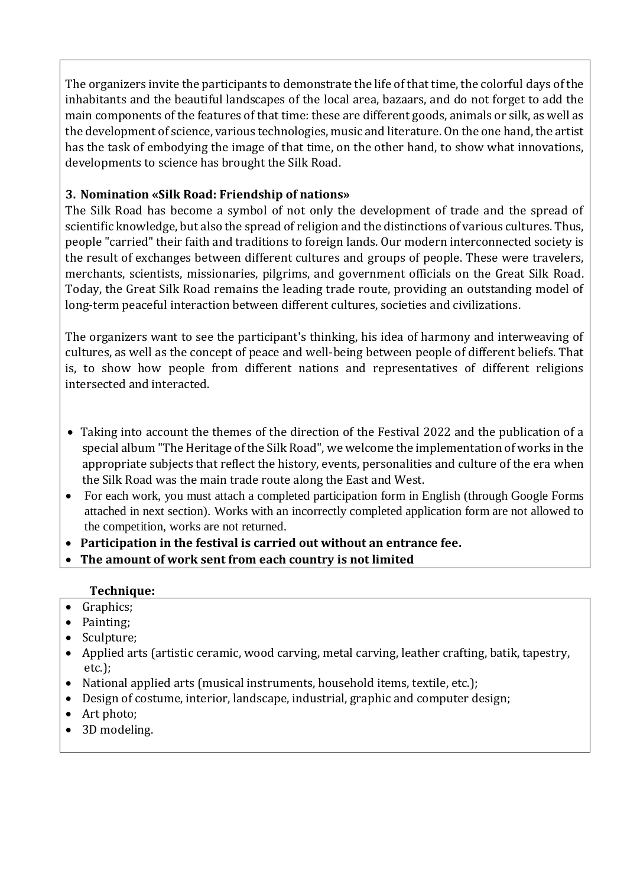The organizers invite the participants to demonstrate the life of that time, the colorful days of the inhabitants and the beautiful landscapes of the local area, bazaars, and do not forget to add the main components of the features of that time: these are different goods, animals or silk, as well as the development of science, various technologies, music and literature. On the one hand, the artist has the task of embodying the image of that time, on the other hand, to show what innovations, developments to science has brought the Silk Road.

### 3. Nomination «Silk Road: Friendship of nations»

The Silk Road has become a symbol of not only the development of trade and the spread of scientific knowledge, but also the spread of religion and the distinctions of various cultures. Thus, people "carried" their faith and traditions to foreign lands. Our modern interconnected society is the result of exchanges between different cultures and groups of people. These were travelers, merchants, scientists, missionaries, pilgrims, and government officials on the Great Silk Road. Today, the Great Silk Road remains the leading trade route, providing an outstanding model of long-term peaceful interaction between different cultures, societies and civilizations.

The organizers want to see the participant's thinking, his idea of harmony and interweaving of cultures, as well as the concept of peace and well-being between people of different beliefs. That is, to show how people from different nations and representatives of different religions intersected and interacted.

- Taking into account the themes of the direction of the Festival 2022 and the publication of a special album "The Heritage of the Silk Road", we welcome the implementation of works in the appropriate subjects that reflect the history, events, personalities and culture of the era when the Silk Road was the main trade route along the East and West.
- For each work, you must attach a completed participation form in English (through Google Forms attached in next section). Works with an incorrectly completed application form are not allowed to the competition, works are not returned.
- **Participation in the festival is carried out without an entrance fee.**
- **The amount of work sent from each country is not limited**

**Technique:**

- Graphics;
- Painting;
- Sculpture;
- Applied arts (artistic ceramic, wood carving, metal carving, leather crafting, batik, tapestry, etc.);
- National applied arts (musical instruments, household items, textile, etc.);
- Design of costume, interior, landscape, industrial, graphic and computer design;
- Art photo;
- 3D modeling.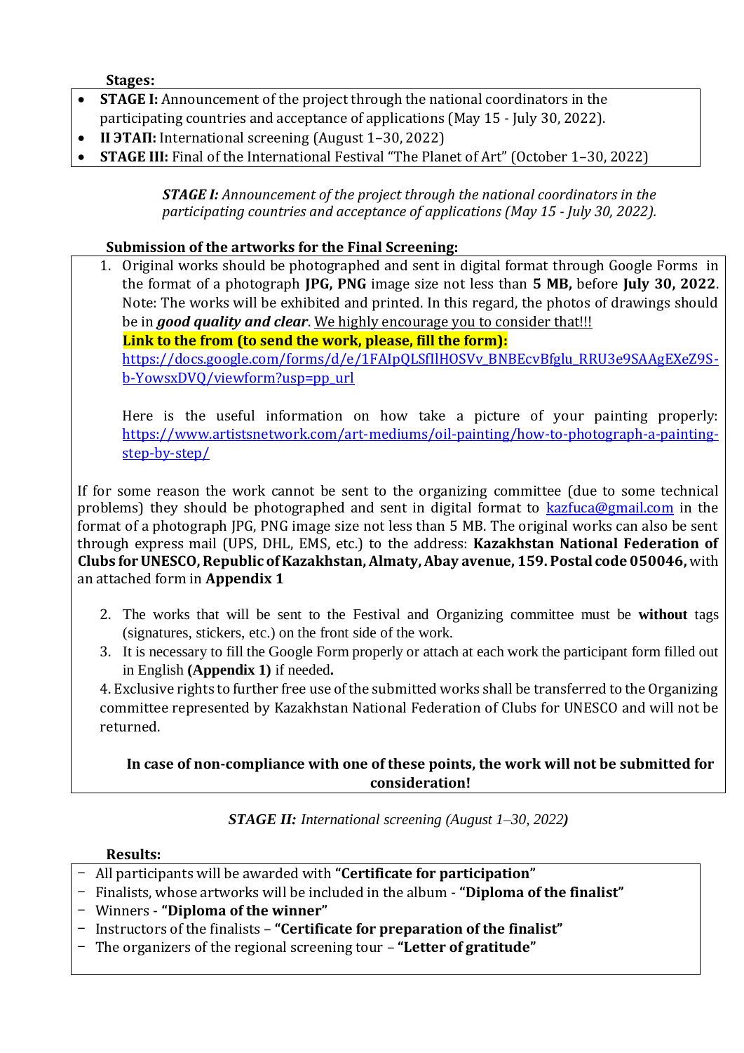**Stages:**

- **STAGE I:** Announcement of the project through the national coordinators in the participating countries and acceptance of applications (May 15 - July 30, 2022).
- **II ЭТАП:** International screening (August 1–30, 2022)
- **STAGE III:** Final of the International Festival "The Planet of Art" (October 1–30, 2022)

***STAGE I:*** *Announcement of the project through the national coordinators in the participating countries and acceptance of applications (May 15 - July 30, 2022).*

**Submission of the artworks for the Final Screening:**

1. Original works should be photographed and sent in digital format through Google Forms in the format of a photograph **JPG, PNG** image size not less than **5 MB,** before **July 30, 2022**. Note: The works will be exhibited and printed. In this regard, the photos of drawings should be in ***good quality and clear***. We highly encourage you to consider that!!!
   **Link to the from (to send the work, please, fill the form):**
   https://docs.google.com/forms/d/e/1FAIpQLSfIlHOSVv_BNBEcvBfglu_RRU3e9SAAgEXeZ9S-b-YowsxDVQ/viewform?usp=pp_url

   Here is the useful information on how take a picture of your painting properly: https://www.artistsnetwork.com/art-mediums/oil-painting/how-to-photograph-a-painting-step-by-step/

If for some reason the work cannot be sent to the organizing committee (due to some technical problems) they should be photographed and sent in digital format to kazfuca@gmail.com in the format of a photograph JPG, PNG image size not less than 5 MB. The original works can also be sent through express mail (UPS, DHL, EMS, etc.) to the address: **Kazakhstan National Federation of Clubs for UNESCO, Republic of Kazakhstan, Almaty, Abay avenue, 159. Postal code 050046,** with an attached form in **Appendix 1**

2. The works that will be sent to the Festival and Organizing committee must be **without** tags (signatures, stickers, etc.) on the front side of the work.
3. It is necessary to fill the Google Form properly or attach at each work the participant form filled out in English **(Appendix 1)** if needed**.**
4. Exclusive rights to further free use of the submitted works shall be transferred to the Organizing committee represented by Kazakhstan National Federation of Clubs for UNESCO and will not be returned.

**In case of non-compliance with one of these points, the work will not be submitted for consideration!**

***STAGE II:*** *International screening (August 1–30, 2022)*

**Results:**

- All participants will be awarded with **"Certificate for participation"**
- Finalists, whose artworks will be included in the album - **"Diploma of the finalist"**
- Winners - **"Diploma of the winner"**
- Instructors of the finalists – **"Certificate for preparation of the finalist"**
- The organizers of the regional screening tour – **"Letter of gratitude"**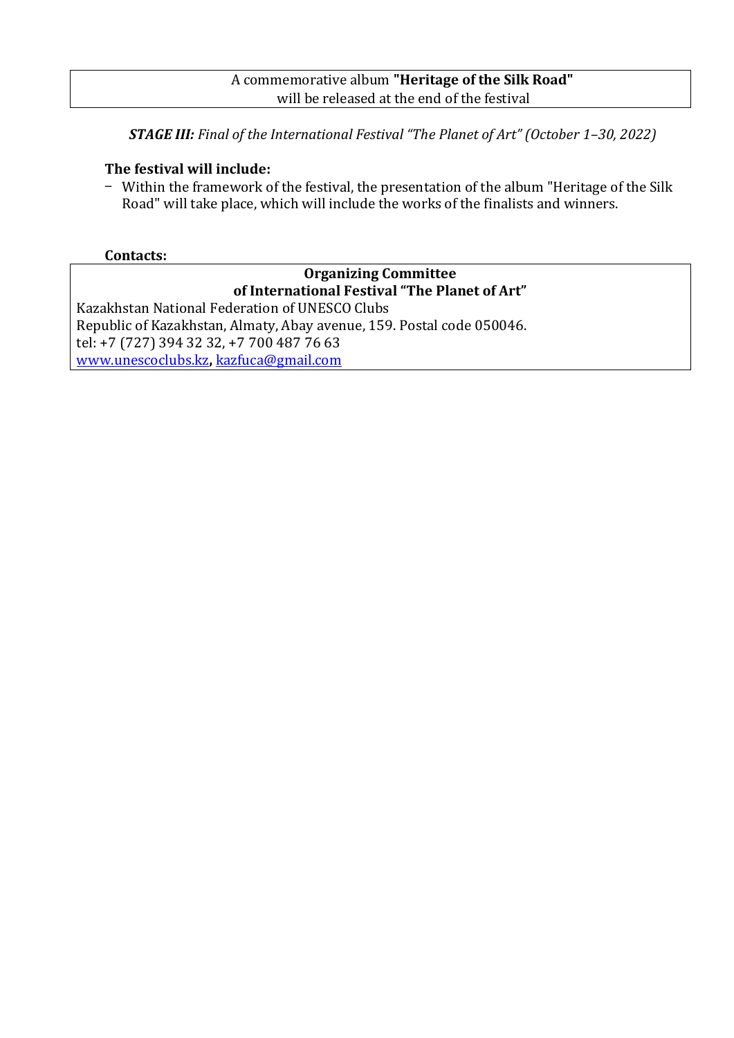A commemorative album **"Heritage of the Silk Road"**
will be released at the end of the festival

***STAGE III:*** *Final of the International Festival "The Planet of Art" (October 1–30, 2022)*

**The festival will include:**

- Within the framework of the festival, the presentation of the album "Heritage of the Silk Road" will take place, which will include the works of the finalists and winners.

**Contacts:**

**Organizing Committee**
**of International Festival "The Planet of Art"**

Kazakhstan National Federation of UNESCO Clubs
Republic of Kazakhstan, Almaty, Abay avenue, 159. Postal code 050046.
tel: +7 (727) 394 32 32, +7 700 487 76 63
www.unescoclubs.kz, kazfuca@gmail.com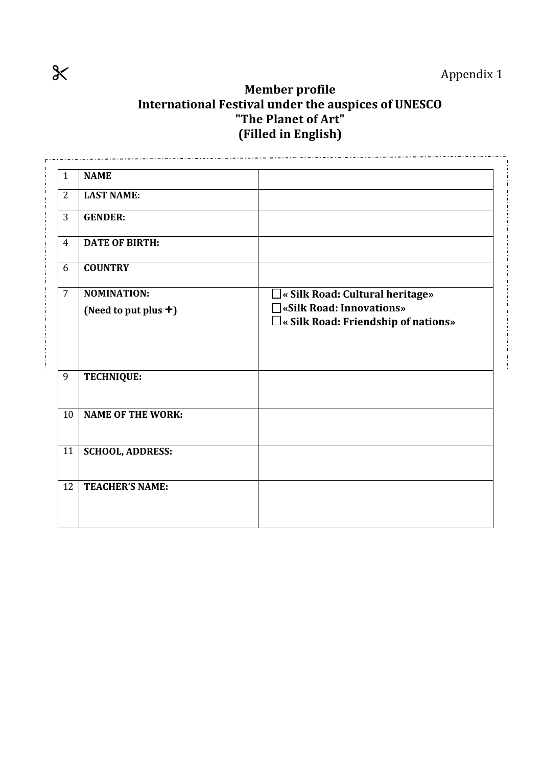✂

Appendix 1

**Member profile**
**International Festival under the auspices of UNESCO**
**"The Planet of Art"**
**(Filled in English)**

| | | |
|---|---|---|
| 1 | **NAME** | |
| 2 | **LAST NAME:** | |
| 3 | **GENDER:** | |
| 4 | **DATE OF BIRTH:** | |
| 6 | **COUNTRY** | |
| 7 | **NOMINATION:** **(Need to put plus +)** | ☐ **« Silk Road: Cultural heritage»** ☐ **«Silk Road: Innovations»** ☐ **« Silk Road: Friendship of nations»** |
| 9 | **TECHNIQUE:** | |
| 10 | **NAME OF THE WORK:** | |
| 11 | **SCHOOL, ADDRESS:** | |
| 12 | **TEACHER'S NAME:** | |